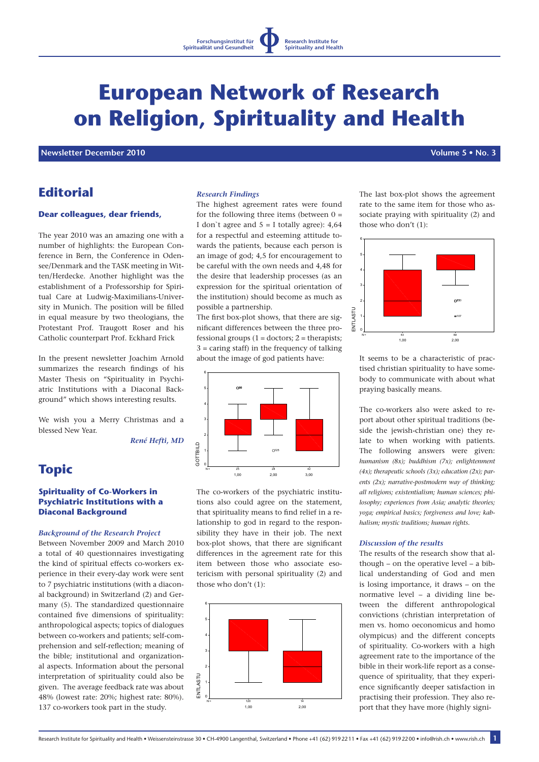Forschungsinstitut für Spiritualität und Gesundheit — Research Institute for Spirituality and Health

# European Network of Research on Religion, Spirituality and Health

**Newsletter December 2010** **Volume 5 • No. 3**

## Editorial

### Dear colleagues, dear friends,

The year 2010 was an amazing one with a number of highlights: the European Conference in Bern, the Conference in Odensee/Denmark and the TASK meeting in Witten/Herdecke. Another highlight was the establishment of a Professorship for Spiritual Care at Ludwig-Maximilians-University in Munich. The position will be filled in equal measure by two theologians, the Protestant Prof. Traugott Roser and his Catholic counterpart Prof. Eckhard Frick

In the present newsletter Joachim Arnold summarizes the research findings of his Master Thesis on "Spirituality in Psychiatric Institutions with a Diaconal Background" which shows interesting results.

We wish you a Merry Christmas and a blessed New Year.

*René Hefti, MD*

## Topic

### Spirituality of Co-Workers in Psychiatric Institutions with a Diaconal Background

*Background of the Research Project*

Between November 2009 and March 2010 a total of 40 questionnaires investigating the kind of spiritual effects co-workers experience in their every-day work were sent to 7 psychiatric institutions (with a diaconal background) in Switzerland (2) and Germany (5). The standardized questionnaire contained five dimensions of spirituality: anthropological aspects; topics of dialogues between co-workers and patients; self-comprehension and self-reflection; meaning of the bible; institutional and organizational aspects. Information about the personal interpretation of spirituality could also be given. The average feedback rate was about 48% (lowest rate: 20%; highest rate: 80%). 137 co-workers took part in the study.

*Research Findings*

The highest agreement rates were found for the following three items (between 0 = I don`t agree and 5 = I totally agree): 4,64 for a respectful and esteeming attitude towards the patients, because each person is an image of god; 4,5 for encouragement to be careful with the own needs and 4,48 for the desire that leadership processes (as an expression for the spiritual orientation of the institution) should become as much as possible a partnership.

The first box-plot shows, that there are significant differences between the three professional groups (1 = doctors; 2 = therapists; 3 = caring staff) in the frequency of talking about the image of god patients have:

The co-workers of the psychiatric institutions also could agree on the statement, that spirituality means to find relief in a relationship to god in regard to the responsibility they have in their job. The next box-plot shows, that there are significant differences in the agreement rate for this item between those who associate esotericism with personal spirituality (2) and those who don't (1):

The last box-plot shows the agreement rate to the same item for those who associate praying with spirituality (2) and those who don't (1):

It seems to be a characteristic of practised christian spirituality to have somebody to communicate with about what praying basically means.

The co-workers also were asked to report about other spiritual traditions (beside the jewish-christian one) they relate to when working with patients. The following answers were given: *humanism (8x); buddhism (7x); enlightenment (4x); therapeutic schools (3x); education (2x); parents (2x); narrative-postmodern way of thinking; all religions; existentialism; human sciences; philosophy; experiences from Asia; analytic theories; yoga; empirical basics; forgiveness and love; kabbalism; mystic traditions; human rights.*

*Discussion of the results*

The results of the research show that although – on the operative level – a biblical understanding of God and men is losing importance, it draws – on the normative level – a dividing line between the different anthropological convictions (christian interpretation of men vs. homo oeconomicus and homo olympicus) and the different concepts of spirituality. Co-workers with a high agreement rate to the importance of the bible in their work-life report as a consequence of spirituality, that they experience significantly deeper satisfaction in practising their profession. They also report that they have more (highly signi-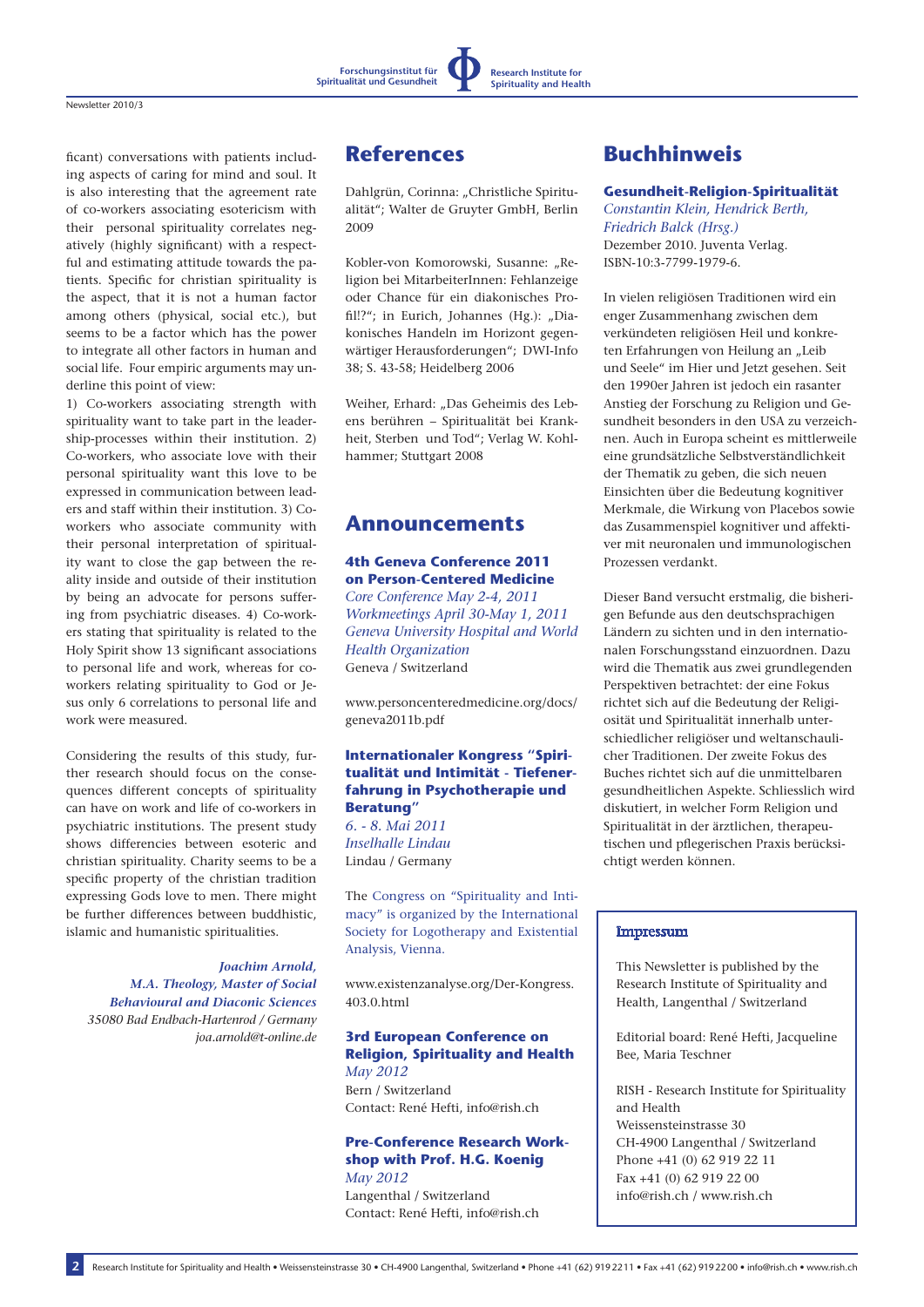ficant) conversations with patients including aspects of caring for mind and soul. It is also interesting that the agreement rate of co-workers associating esotericism with their personal spirituality correlates negatively (highly significant) with a respectful and estimating attitude towards the patients. Specific for christian spirituality is the aspect, that it is not a human factor among others (physical, social etc.), but seems to be a factor which has the power to integrate all other factors in human and social life. Four empiric arguments may underline this point of view:

1) Co-workers associating strength with spirituality want to take part in the leadership-processes within their institution. 2) Co-workers, who associate love with their personal spirituality want this love to be expressed in communication between leaders and staff within their institution. 3) Co-workers who associate community with their personal interpretation of spirituality want to close the gap between the reality inside and outside of their institution by being an advocate for persons suffering from psychiatric diseases. 4) Co-workers stating that spirituality is related to the Holy Spirit show 13 significant associations to personal life and work, whereas for co-workers relating spirituality to God or Jesus only 6 correlations to personal life and work were measured.

Considering the results of this study, further research should focus on the consequences different concepts of spirituality can have on work and life of co-workers in psychiatric institutions. The present study shows differencies between esoteric and christian spirituality. Charity seems to be a specific property of the christian tradition expressing Gods love to men. There might be further differences between buddhistic, islamic and humanistic spiritualities.

***Joachim Arnold,***
***M.A. Theology, Master of Social Behavioural and Diaconic Sciences***
*35080 Bad Endbach-Hartenrod / Germany*
*joa.arnold@t-online.de*

## References

Dahlgrün, Corinna: „Christliche Spiritualität"; Walter de Gruyter GmbH, Berlin 2009

Kobler-von Komorowski, Susanne: „Religion bei MitarbeiterInnen: Fehlanzeige oder Chance für ein diakonisches Profil!?"; in Eurich, Johannes (Hg.): „Diakonisches Handeln im Horizont gegenwärtiger Herausforderungen"; DWI-Info 38; S. 43-58; Heidelberg 2006

Weiher, Erhard: „Das Geheimis des Lebens berühren – Spiritualität bei Krankheit, Sterben und Tod"; Verlag W. Kohlhammer; Stuttgart 2008

## Announcements

**4th Geneva Conference 2011 on Person-Centered Medicine**
*Core Conference May 2-4, 2011*
*Workmeetings April 30-May 1, 2011*
*Geneva University Hospital and World Health Organization*
Geneva / Switzerland

www.personcenteredmedicine.org/docs/geneva2011b.pdf

**Internationaler Kongress "Spiritualität und Intimität - Tiefenerfahrung in Psychotherapie und Beratung"**
*6. - 8. Mai 2011*
*Inselhalle Lindau*
Lindau / Germany

The Congress on "Spirituality and Intimacy" is organized by the International Society for Logotherapy and Existential Analysis, Vienna.

www.existenzanalyse.org/Der-Kongress.403.0.html

**3rd European Conference on Religion, Spirituality and Health**
*May 2012*
Bern / Switzerland
Contact: René Hefti, info@rish.ch

**Pre-Conference Research Workshop with Prof. H.G. Koenig**
*May 2012*
Langenthal / Switzerland
Contact: René Hefti, info@rish.ch

## Buchhinweis

**Gesundheit-Religion-Spiritualität**
*Constantin Klein, Hendrick Berth, Friedrich Balck (Hrsg.)*
Dezember 2010. Juventa Verlag.
ISBN-10:3-7799-1979-6.

In vielen religiösen Traditionen wird ein enger Zusammenhang zwischen dem verkündeten religiösen Heil und konkreten Erfahrungen von Heilung an „Leib und Seele" im Hier und Jetzt gesehen. Seit den 1990er Jahren ist jedoch ein rasanter Anstieg der Forschung zu Religion und Gesundheit besonders in den USA zu verzeichnen. Auch in Europa scheint es mittlerweile eine grundsätzliche Selbstverständlichkeit der Thematik zu geben, die sich neuen Einsichten über die Bedeutung kognitiver Merkmale, die Wirkung von Placebos sowie das Zusammenspiel kognitiver und affektiver mit neuronalen und immunologischen Prozessen verdankt.

Dieser Band versucht erstmalig, die bisherigen Befunde aus den deutschsprachigen Ländern zu sichten und in den internationalen Forschungsstand einzuordnen. Dazu wird die Thematik aus zwei grundlegenden Perspektiven betrachtet: der eine Fokus richtet sich auf die Bedeutung der Religiosität und Spiritualität innerhalb unterschiedlicher religiöser und weltanschaulicher Traditionen. Der zweite Fokus des Buches richtet sich auf die unmittelbaren gesundheitlichen Aspekte. Schliesslich wird diskutiert, in welcher Form Religion und Spiritualität in der ärztlichen, therapeutischen und pflegerischen Praxis berücksichtigt werden können.

### Impressum

This Newsletter is published by the Research Institute of Spirituality and Health, Langenthal / Switzerland

Editorial board: René Hefti, Jacqueline Bee, Maria Teschner

RISH - Research Institute for Spirituality and Health
Weissensteinstrasse 30
CH-4900 Langenthal / Switzerland
Phone +41 (0) 62 919 22 11
Fax +41 (0) 62 919 22 00
info@rish.ch / www.rish.ch